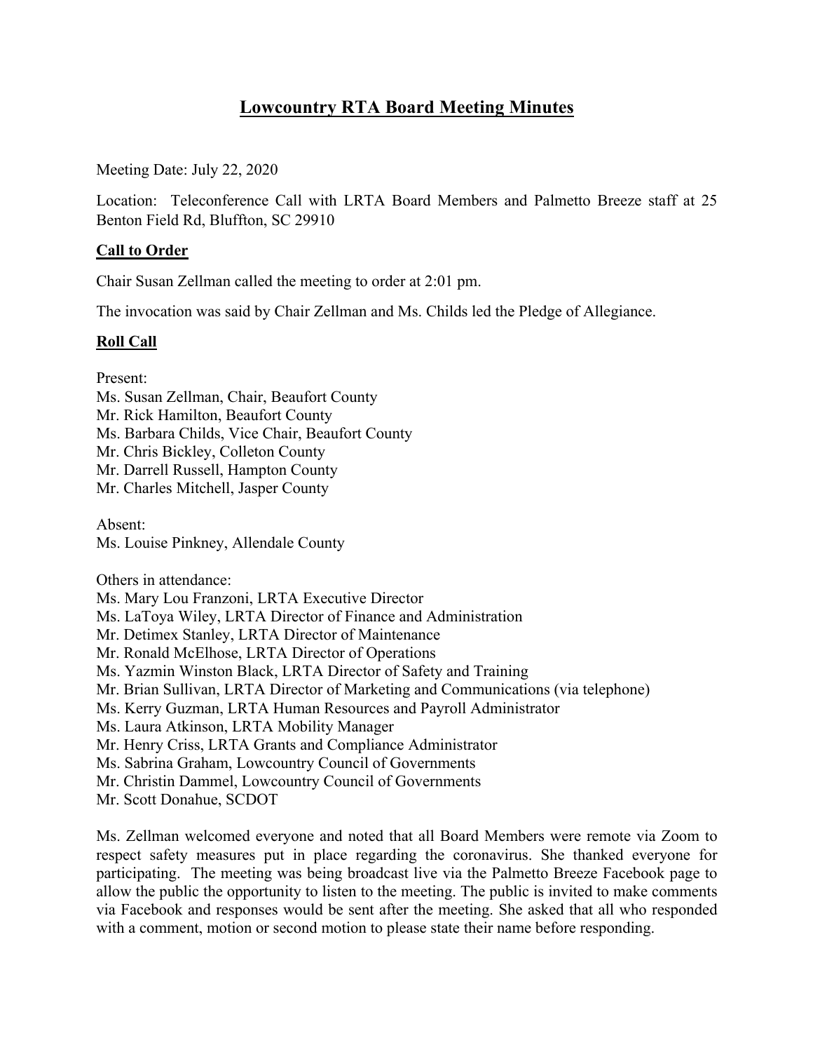# Lowcountry RTA Board Meeting Minutes

Meeting Date: July 22, 2020

Location: Teleconference Call with LRTA Board Members and Palmetto Breeze staff at 25 Benton Field Rd, Bluffton, SC 29910

## Call to Order

Chair Susan Zellman called the meeting to order at 2:01 pm.

The invocation was said by Chair Zellman and Ms. Childs led the Pledge of Allegiance.

## Roll Call

Present:
Ms. Susan Zellman, Chair, Beaufort County
Mr. Rick Hamilton, Beaufort County
Ms. Barbara Childs, Vice Chair, Beaufort County
Mr. Chris Bickley, Colleton County
Mr. Darrell Russell, Hampton County
Mr. Charles Mitchell, Jasper County

Absent:
Ms. Louise Pinkney, Allendale County

Others in attendance:
Ms. Mary Lou Franzoni, LRTA Executive Director
Ms. LaToya Wiley, LRTA Director of Finance and Administration
Mr. Detimex Stanley, LRTA Director of Maintenance
Mr. Ronald McElhose, LRTA Director of Operations
Ms. Yazmin Winston Black, LRTA Director of Safety and Training
Mr. Brian Sullivan, LRTA Director of Marketing and Communications (via telephone)
Ms. Kerry Guzman, LRTA Human Resources and Payroll Administrator
Ms. Laura Atkinson, LRTA Mobility Manager
Mr. Henry Criss, LRTA Grants and Compliance Administrator
Ms. Sabrina Graham, Lowcountry Council of Governments
Mr. Christin Dammel, Lowcountry Council of Governments
Mr. Scott Donahue, SCDOT

Ms. Zellman welcomed everyone and noted that all Board Members were remote via Zoom to respect safety measures put in place regarding the coronavirus. She thanked everyone for participating. The meeting was being broadcast live via the Palmetto Breeze Facebook page to allow the public the opportunity to listen to the meeting. The public is invited to make comments via Facebook and responses would be sent after the meeting. She asked that all who responded with a comment, motion or second motion to please state their name before responding.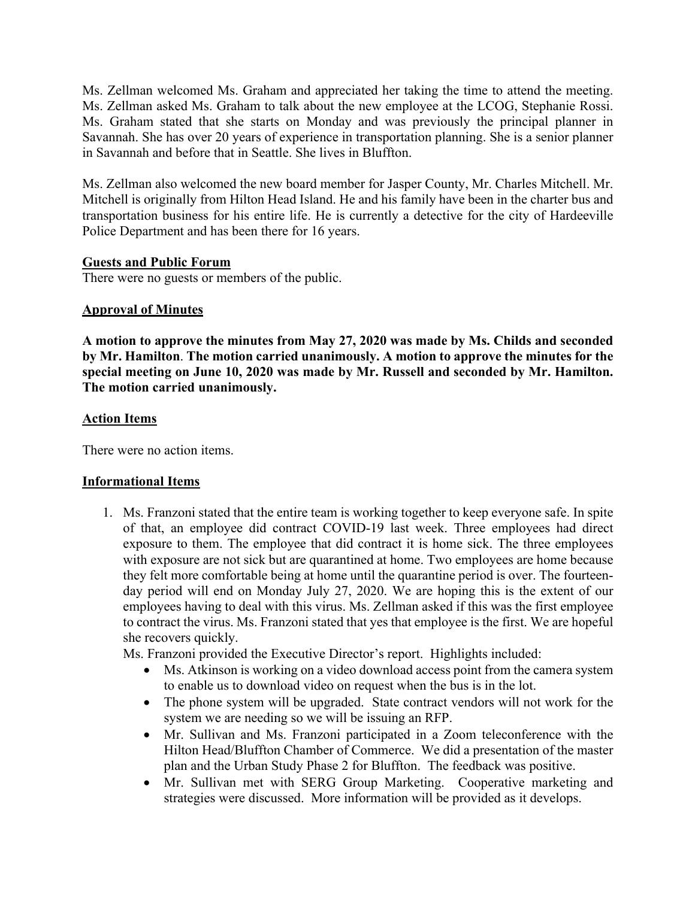Ms. Zellman welcomed Ms. Graham and appreciated her taking the time to attend the meeting. Ms. Zellman asked Ms. Graham to talk about the new employee at the LCOG, Stephanie Rossi. Ms. Graham stated that she starts on Monday and was previously the principal planner in Savannah. She has over 20 years of experience in transportation planning. She is a senior planner in Savannah and before that in Seattle. She lives in Bluffton.

Ms. Zellman also welcomed the new board member for Jasper County, Mr. Charles Mitchell. Mr. Mitchell is originally from Hilton Head Island. He and his family have been in the charter bus and transportation business for his entire life. He is currently a detective for the city of Hardeeville Police Department and has been there for 16 years.

**Guests and Public Forum**

There were no guests or members of the public.

**Approval of Minutes**

**A motion to approve the minutes from May 27, 2020 was made by Ms. Childs and seconded by Mr. Hamilton. The motion carried unanimously. A motion to approve the minutes for the special meeting on June 10, 2020 was made by Mr. Russell and seconded by Mr. Hamilton. The motion carried unanimously.**

**Action Items**

There were no action items.

**Informational Items**

1. Ms. Franzoni stated that the entire team is working together to keep everyone safe. In spite of that, an employee did contract COVID-19 last week. Three employees had direct exposure to them. The employee that did contract it is home sick. The three employees with exposure are not sick but are quarantined at home. Two employees are home because they felt more comfortable being at home until the quarantine period is over. The fourteen-day period will end on Monday July 27, 2020. We are hoping this is the extent of our employees having to deal with this virus. Ms. Zellman asked if this was the first employee to contract the virus. Ms. Franzoni stated that yes that employee is the first. We are hopeful she recovers quickly.

   Ms. Franzoni provided the Executive Director's report. Highlights included:

   - Ms. Atkinson is working on a video download access point from the camera system to enable us to download video on request when the bus is in the lot.
   - The phone system will be upgraded. State contract vendors will not work for the system we are needing so we will be issuing an RFP.
   - Mr. Sullivan and Ms. Franzoni participated in a Zoom teleconference with the Hilton Head/Bluffton Chamber of Commerce. We did a presentation of the master plan and the Urban Study Phase 2 for Bluffton. The feedback was positive.
   - Mr. Sullivan met with SERG Group Marketing. Cooperative marketing and strategies were discussed. More information will be provided as it develops.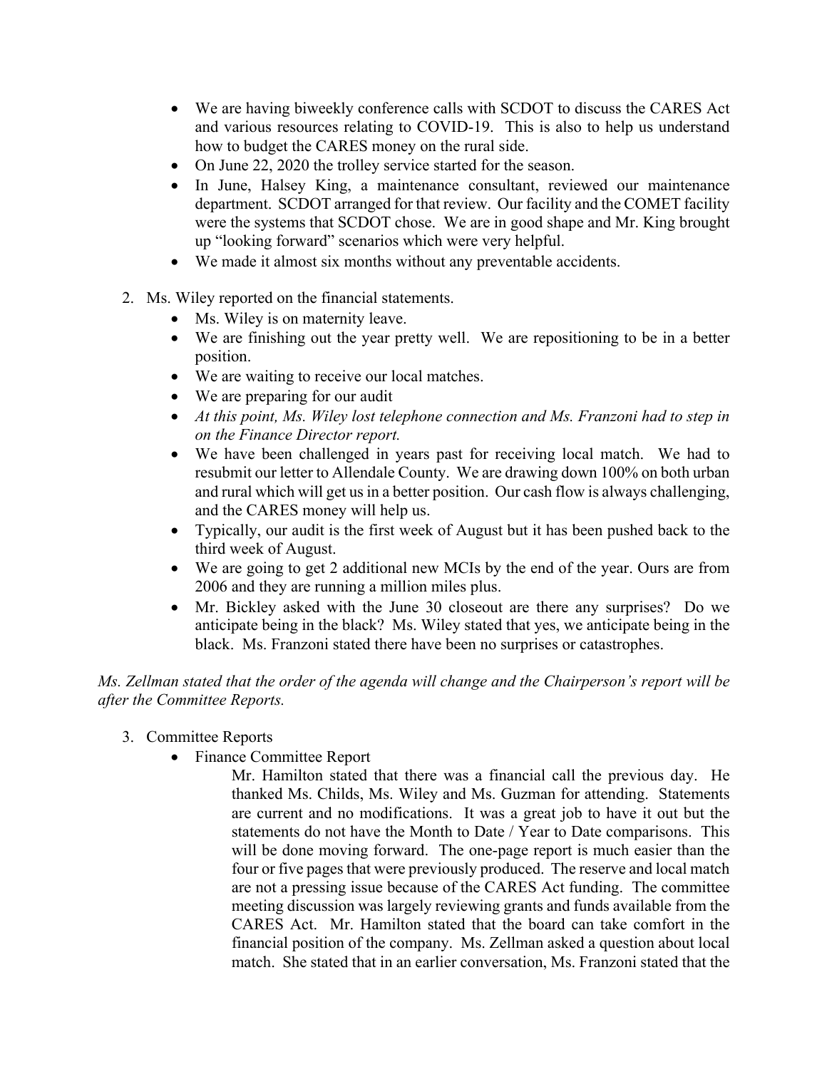- We are having biweekly conference calls with SCDOT to discuss the CARES Act and various resources relating to COVID-19. This is also to help us understand how to budget the CARES money on the rural side.
- On June 22, 2020 the trolley service started for the season.
- In June, Halsey King, a maintenance consultant, reviewed our maintenance department. SCDOT arranged for that review. Our facility and the COMET facility were the systems that SCDOT chose. We are in good shape and Mr. King brought up "looking forward" scenarios which were very helpful.
- We made it almost six months without any preventable accidents.

2. Ms. Wiley reported on the financial statements.
   - Ms. Wiley is on maternity leave.
   - We are finishing out the year pretty well. We are repositioning to be in a better position.
   - We are waiting to receive our local matches.
   - We are preparing for our audit
   - *At this point, Ms. Wiley lost telephone connection and Ms. Franzoni had to step in on the Finance Director report.*
   - We have been challenged in years past for receiving local match. We had to resubmit our letter to Allendale County. We are drawing down 100% on both urban and rural which will get us in a better position. Our cash flow is always challenging, and the CARES money will help us.
   - Typically, our audit is the first week of August but it has been pushed back to the third week of August.
   - We are going to get 2 additional new MCIs by the end of the year. Ours are from 2006 and they are running a million miles plus.
   - Mr. Bickley asked with the June 30 closeout are there any surprises? Do we anticipate being in the black? Ms. Wiley stated that yes, we anticipate being in the black. Ms. Franzoni stated there have been no surprises or catastrophes.

*Ms. Zellman stated that the order of the agenda will change and the Chairperson's report will be after the Committee Reports.*

3. Committee Reports
   - Finance Committee Report

     Mr. Hamilton stated that there was a financial call the previous day. He thanked Ms. Childs, Ms. Wiley and Ms. Guzman for attending. Statements are current and no modifications. It was a great job to have it out but the statements do not have the Month to Date / Year to Date comparisons. This will be done moving forward. The one-page report is much easier than the four or five pages that were previously produced. The reserve and local match are not a pressing issue because of the CARES Act funding. The committee meeting discussion was largely reviewing grants and funds available from the CARES Act. Mr. Hamilton stated that the board can take comfort in the financial position of the company. Ms. Zellman asked a question about local match. She stated that in an earlier conversation, Ms. Franzoni stated that the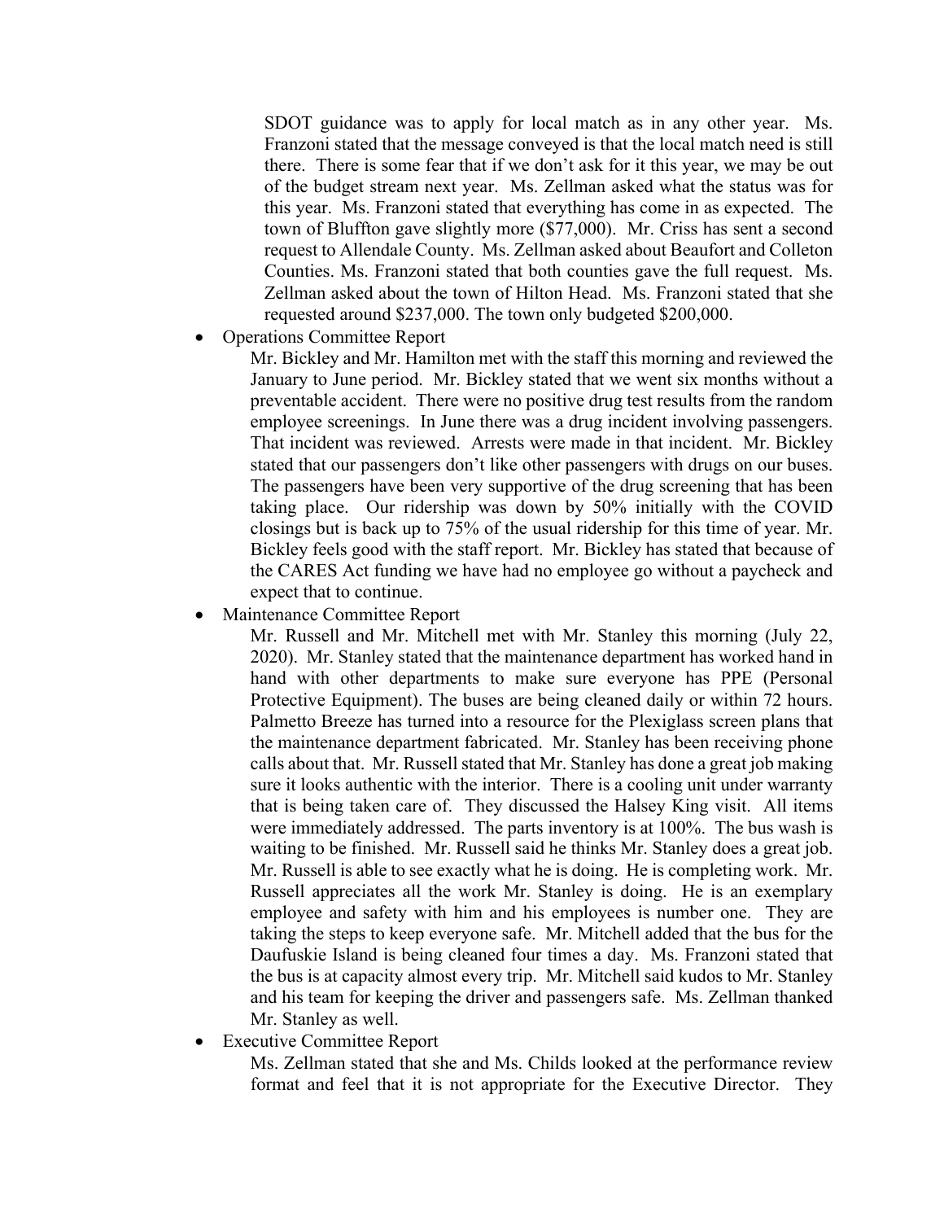SDOT guidance was to apply for local match as in any other year. Ms. Franzoni stated that the message conveyed is that the local match need is still there. There is some fear that if we don't ask for it this year, we may be out of the budget stream next year. Ms. Zellman asked what the status was for this year. Ms. Franzoni stated that everything has come in as expected. The town of Bluffton gave slightly more ($77,000). Mr. Criss has sent a second request to Allendale County. Ms. Zellman asked about Beaufort and Colleton Counties. Ms. Franzoni stated that both counties gave the full request. Ms. Zellman asked about the town of Hilton Head. Ms. Franzoni stated that she requested around $237,000. The town only budgeted $200,000.

- Operations Committee Report

  Mr. Bickley and Mr. Hamilton met with the staff this morning and reviewed the January to June period. Mr. Bickley stated that we went six months without a preventable accident. There were no positive drug test results from the random employee screenings. In June there was a drug incident involving passengers. That incident was reviewed. Arrests were made in that incident. Mr. Bickley stated that our passengers don't like other passengers with drugs on our buses. The passengers have been very supportive of the drug screening that has been taking place. Our ridership was down by 50% initially with the COVID closings but is back up to 75% of the usual ridership for this time of year. Mr. Bickley feels good with the staff report. Mr. Bickley has stated that because of the CARES Act funding we have had no employee go without a paycheck and expect that to continue.

- Maintenance Committee Report

  Mr. Russell and Mr. Mitchell met with Mr. Stanley this morning (July 22, 2020). Mr. Stanley stated that the maintenance department has worked hand in hand with other departments to make sure everyone has PPE (Personal Protective Equipment). The buses are being cleaned daily or within 72 hours. Palmetto Breeze has turned into a resource for the Plexiglass screen plans that the maintenance department fabricated. Mr. Stanley has been receiving phone calls about that. Mr. Russell stated that Mr. Stanley has done a great job making sure it looks authentic with the interior. There is a cooling unit under warranty that is being taken care of. They discussed the Halsey King visit. All items were immediately addressed. The parts inventory is at 100%. The bus wash is waiting to be finished. Mr. Russell said he thinks Mr. Stanley does a great job. Mr. Russell is able to see exactly what he is doing. He is completing work. Mr. Russell appreciates all the work Mr. Stanley is doing. He is an exemplary employee and safety with him and his employees is number one. They are taking the steps to keep everyone safe. Mr. Mitchell added that the bus for the Daufuskie Island is being cleaned four times a day. Ms. Franzoni stated that the bus is at capacity almost every trip. Mr. Mitchell said kudos to Mr. Stanley and his team for keeping the driver and passengers safe. Ms. Zellman thanked Mr. Stanley as well.

- Executive Committee Report

  Ms. Zellman stated that she and Ms. Childs looked at the performance review format and feel that it is not appropriate for the Executive Director. They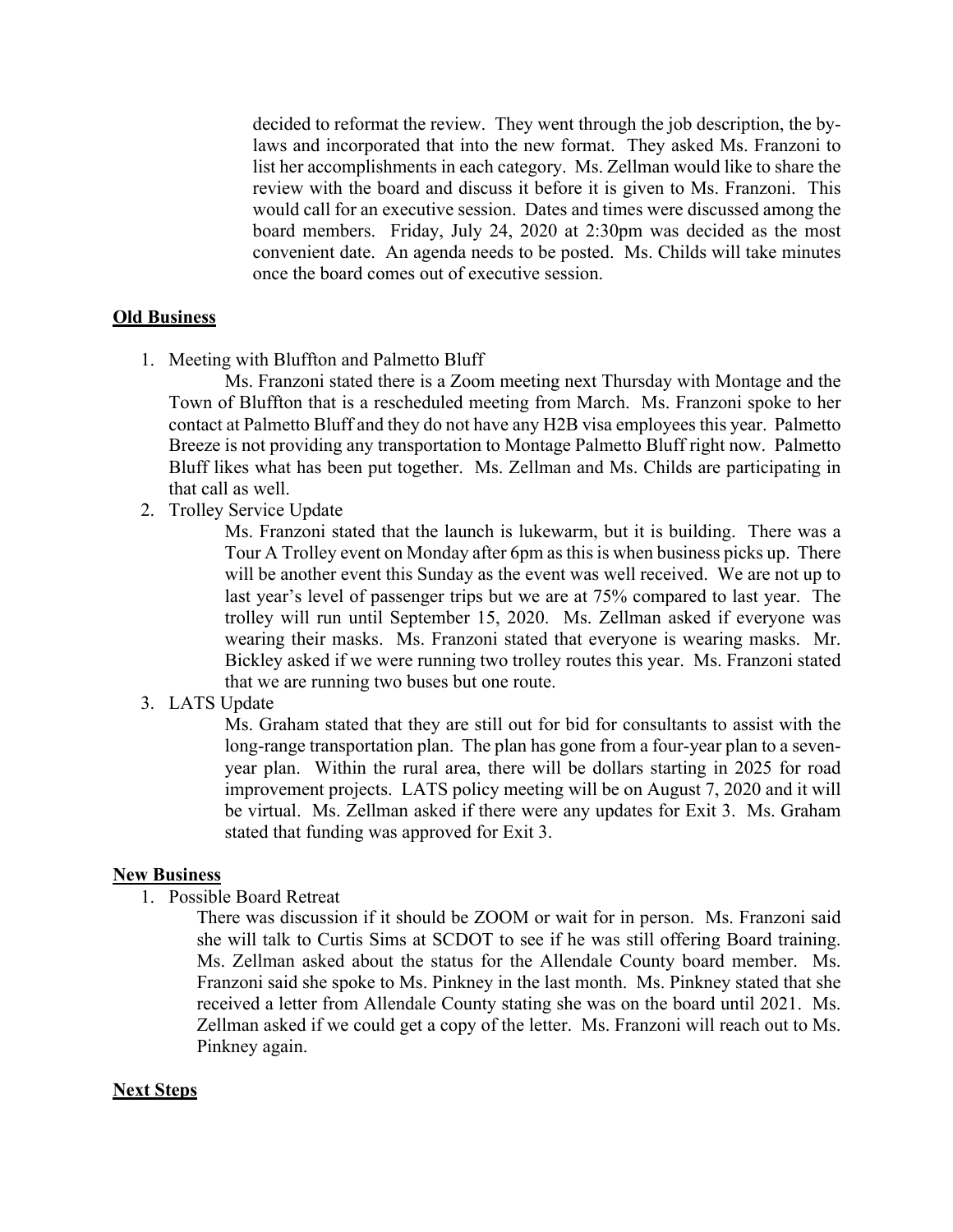decided to reformat the review. They went through the job description, the by-laws and incorporated that into the new format. They asked Ms. Franzoni to list her accomplishments in each category. Ms. Zellman would like to share the review with the board and discuss it before it is given to Ms. Franzoni. This would call for an executive session. Dates and times were discussed among the board members. Friday, July 24, 2020 at 2:30pm was decided as the most convenient date. An agenda needs to be posted. Ms. Childs will take minutes once the board comes out of executive session.

**Old Business**

1. Meeting with Bluffton and Palmetto Bluff

   Ms. Franzoni stated there is a Zoom meeting next Thursday with Montage and the Town of Bluffton that is a rescheduled meeting from March. Ms. Franzoni spoke to her contact at Palmetto Bluff and they do not have any H2B visa employees this year. Palmetto Breeze is not providing any transportation to Montage Palmetto Bluff right now. Palmetto Bluff likes what has been put together. Ms. Zellman and Ms. Childs are participating in that call as well.

2. Trolley Service Update

   Ms. Franzoni stated that the launch is lukewarm, but it is building. There was a Tour A Trolley event on Monday after 6pm as this is when business picks up. There will be another event this Sunday as the event was well received. We are not up to last year's level of passenger trips but we are at 75% compared to last year. The trolley will run until September 15, 2020. Ms. Zellman asked if everyone was wearing their masks. Ms. Franzoni stated that everyone is wearing masks. Mr. Bickley asked if we were running two trolley routes this year. Ms. Franzoni stated that we are running two buses but one route.

3. LATS Update

   Ms. Graham stated that they are still out for bid for consultants to assist with the long-range transportation plan. The plan has gone from a four-year plan to a seven-year plan. Within the rural area, there will be dollars starting in 2025 for road improvement projects. LATS policy meeting will be on August 7, 2020 and it will be virtual. Ms. Zellman asked if there were any updates for Exit 3. Ms. Graham stated that funding was approved for Exit 3.

**New Business**

1. Possible Board Retreat

   There was discussion if it should be ZOOM or wait for in person. Ms. Franzoni said she will talk to Curtis Sims at SCDOT to see if he was still offering Board training. Ms. Zellman asked about the status for the Allendale County board member. Ms. Franzoni said she spoke to Ms. Pinkney in the last month. Ms. Pinkney stated that she received a letter from Allendale County stating she was on the board until 2021. Ms. Zellman asked if we could get a copy of the letter. Ms. Franzoni will reach out to Ms. Pinkney again.

**Next Steps**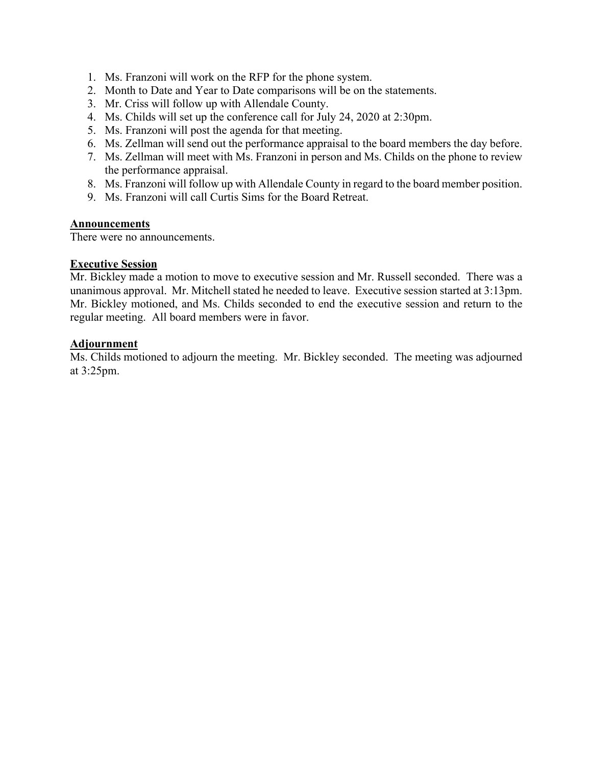1. Ms. Franzoni will work on the RFP for the phone system.
2. Month to Date and Year to Date comparisons will be on the statements.
3. Mr. Criss will follow up with Allendale County.
4. Ms. Childs will set up the conference call for July 24, 2020 at 2:30pm.
5. Ms. Franzoni will post the agenda for that meeting.
6. Ms. Zellman will send out the performance appraisal to the board members the day before.
7. Ms. Zellman will meet with Ms. Franzoni in person and Ms. Childs on the phone to review the performance appraisal.
8. Ms. Franzoni will follow up with Allendale County in regard to the board member position.
9. Ms. Franzoni will call Curtis Sims for the Board Retreat.

**Announcements**

There were no announcements.

**Executive Session**

Mr. Bickley made a motion to move to executive session and Mr. Russell seconded. There was a unanimous approval. Mr. Mitchell stated he needed to leave. Executive session started at 3:13pm. Mr. Bickley motioned, and Ms. Childs seconded to end the executive session and return to the regular meeting. All board members were in favor.

**Adjournment**

Ms. Childs motioned to adjourn the meeting. Mr. Bickley seconded. The meeting was adjourned at 3:25pm.